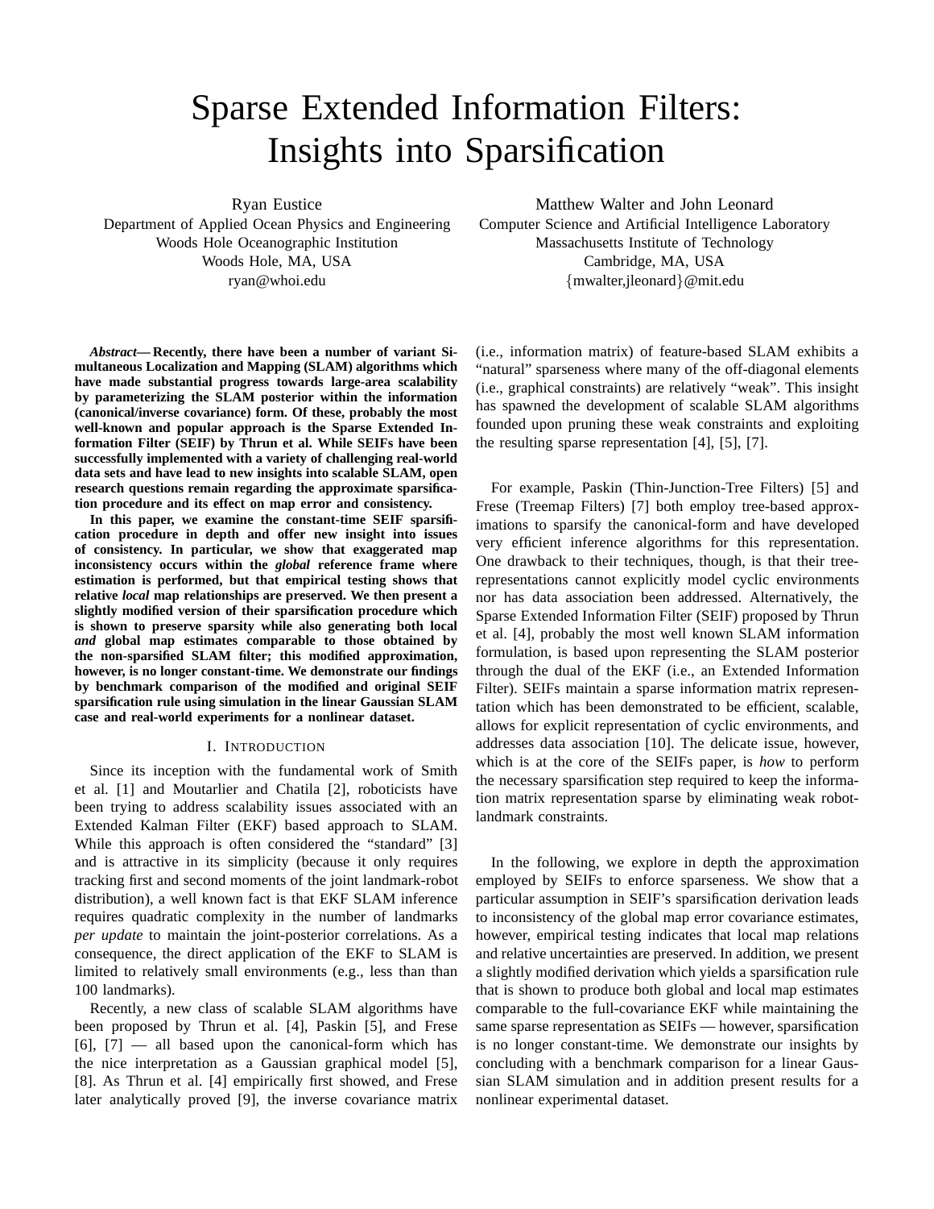# Sparse Extended Information Filters: Insights into Sparsification

Ryan Eustice
Department of Applied Ocean Physics and Engineering
Woods Hole Oceanographic Institution
Woods Hole, MA, USA
ryan@whoi.edu

Matthew Walter and John Leonard
Computer Science and Artificial Intelligence Laboratory
Massachusetts Institute of Technology
Cambridge, MA, USA
{mwalter,jleonard}@mit.edu

***Abstract*— Recently, there have been a number of variant Simultaneous Localization and Mapping (SLAM) algorithms which have made substantial progress towards large-area scalability by parameterizing the SLAM posterior within the information (canonical/inverse covariance) form. Of these, probably the most well-known and popular approach is the Sparse Extended Information Filter (SEIF) by Thrun et al. While SEIFs have been successfully implemented with a variety of challenging real-world data sets and have lead to new insights into scalable SLAM, open research questions remain regarding the approximate sparsification procedure and its effect on map error and consistency.**

**In this paper, we examine the constant-time SEIF sparsification procedure in depth and offer new insight into issues of consistency. In particular, we show that exaggerated map inconsistency occurs within the *global* reference frame where estimation is performed, but that empirical testing shows that relative *local* map relationships are preserved. We then present a slightly modified version of their sparsification procedure which is shown to preserve sparsity while also generating both local *and* global map estimates comparable to those obtained by the non-sparsified SLAM filter; this modified approximation, however, is no longer constant-time. We demonstrate our findings by benchmark comparison of the modified and original SEIF sparsification rule using simulation in the linear Gaussian SLAM case and real-world experiments for a nonlinear dataset.**

## I. Introduction

Since its inception with the fundamental work of Smith et al. [1] and Moutarlier and Chatila [2], roboticists have been trying to address scalability issues associated with an Extended Kalman Filter (EKF) based approach to SLAM. While this approach is often considered the "standard" [3] and is attractive in its simplicity (because it only requires tracking first and second moments of the joint landmark-robot distribution), a well known fact is that EKF SLAM inference requires quadratic complexity in the number of landmarks *per update* to maintain the joint-posterior correlations. As a consequence, the direct application of the EKF to SLAM is limited to relatively small environments (e.g., less than than 100 landmarks).

Recently, a new class of scalable SLAM algorithms have been proposed by Thrun et al. [4], Paskin [5], and Frese [6], [7] — all based upon the canonical-form which has the nice interpretation as a Gaussian graphical model [5], [8]. As Thrun et al. [4] empirically first showed, and Frese later analytically proved [9], the inverse covariance matrix (i.e., information matrix) of feature-based SLAM exhibits a "natural" sparseness where many of the off-diagonal elements (i.e., graphical constraints) are relatively "weak". This insight has spawned the development of scalable SLAM algorithms founded upon pruning these weak constraints and exploiting the resulting sparse representation [4], [5], [7].

For example, Paskin (Thin-Junction-Tree Filters) [5] and Frese (Treemap Filters) [7] both employ tree-based approximations to sparsify the canonical-form and have developed very efficient inference algorithms for this representation. One drawback to their techniques, though, is that their tree-representations cannot explicitly model cyclic environments nor has data association been addressed. Alternatively, the Sparse Extended Information Filter (SEIF) proposed by Thrun et al. [4], probably the most well known SLAM information formulation, is based upon representing the SLAM posterior through the dual of the EKF (i.e., an Extended Information Filter). SEIFs maintain a sparse information matrix representation which has been demonstrated to be efficient, scalable, allows for explicit representation of cyclic environments, and addresses data association [10]. The delicate issue, however, which is at the core of the SEIFs paper, is *how* to perform the necessary sparsification step required to keep the information matrix representation sparse by eliminating weak robot-landmark constraints.

In the following, we explore in depth the approximation employed by SEIFs to enforce sparseness. We show that a particular assumption in SEIF's sparsification derivation leads to inconsistency of the global map error covariance estimates, however, empirical testing indicates that local map relations and relative uncertainties are preserved. In addition, we present a slightly modified derivation which yields a sparsification rule that is shown to produce both global and local map estimates comparable to the full-covariance EKF while maintaining the same sparse representation as SEIFs — however, sparsification is no longer constant-time. We demonstrate our insights by concluding with a benchmark comparison for a linear Gaussian SLAM simulation and in addition present results for a nonlinear experimental dataset.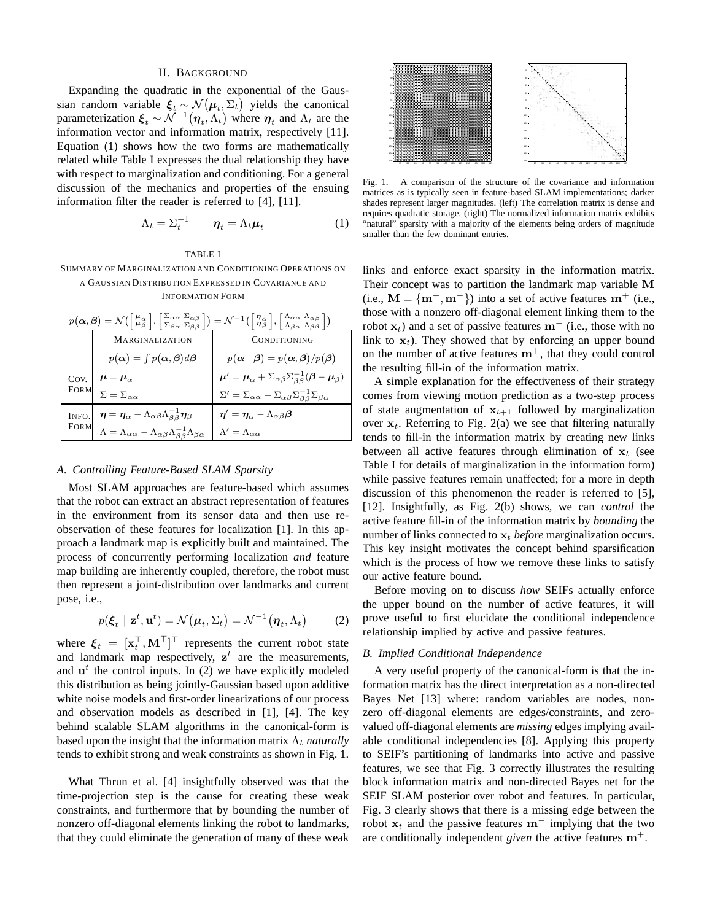## II. BACKGROUND

Expanding the quadratic in the exponential of the Gaussian random variable $\boldsymbol{\xi}_t \sim \mathcal{N}(\boldsymbol{\mu}_t, \Sigma_t)$ yields the canonical parameterization $\boldsymbol{\xi}_t \sim \mathcal{N}^{-1}(\boldsymbol{\eta}_t, \Lambda_t)$ where $\boldsymbol{\eta}_t$ and $\Lambda_t$ are the information vector and information matrix, respectively [11]. Equation (1) shows how the two forms are mathematically related while Table I expresses the dual relationship they have with respect to marginalization and conditioning. For a general discussion of the mechanics and properties of the ensuing information filter the reader is referred to [4], [11].

$$\Lambda_t = \Sigma_t^{-1} \qquad \boldsymbol{\eta}_t = \Lambda_t \boldsymbol{\mu}_t \tag{1}$$

TABLE I

SUMMARY OF MARGINALIZATION AND CONDITIONING OPERATIONS ON A GAUSSIAN DISTRIBUTION EXPRESSED IN COVARIANCE AND INFORMATION FORM

$p(\boldsymbol{\alpha}, \boldsymbol{\beta}) = \mathcal{N}\left(\begin{bmatrix} \boldsymbol{\mu}_\alpha \\ \boldsymbol{\mu}_\beta \end{bmatrix}, \begin{bmatrix} \Sigma_{\alpha\alpha} & \Sigma_{\alpha\beta} \\ \Sigma_{\beta\alpha} & \Sigma_{\beta\beta} \end{bmatrix}\right) = \mathcal{N}^{-1}\left(\begin{bmatrix} \boldsymbol{\eta}_\alpha \\ \boldsymbol{\eta}_\beta \end{bmatrix}, \begin{bmatrix} \Lambda_{\alpha\alpha} & \Lambda_{\alpha\beta} \\ \Lambda_{\beta\alpha} & \Lambda_{\beta\beta} \end{bmatrix}\right)$

| | MARGINALIZATION $p(\boldsymbol{\alpha}) = \int p(\boldsymbol{\alpha}, \boldsymbol{\beta}) d\boldsymbol{\beta}$ | CONDITIONING $p(\boldsymbol{\alpha} \mid \boldsymbol{\beta}) = p(\boldsymbol{\alpha}, \boldsymbol{\beta}) / p(\boldsymbol{\beta})$ |
|---|---|---|
| COV. FORM | $\boldsymbol{\mu} = \boldsymbol{\mu}_\alpha$ <br> $\Sigma = \Sigma_{\alpha\alpha}$ | $\boldsymbol{\mu}' = \boldsymbol{\mu}_\alpha + \Sigma_{\alpha\beta}\Sigma_{\beta\beta}^{-1}(\boldsymbol{\beta} - \boldsymbol{\mu}_\beta)$ <br> $\Sigma' = \Sigma_{\alpha\alpha} - \Sigma_{\alpha\beta}\Sigma_{\beta\beta}^{-1}\Sigma_{\beta\alpha}$ |
| INFO. FORM | $\boldsymbol{\eta} = \boldsymbol{\eta}_\alpha - \Lambda_{\alpha\beta}\Lambda_{\beta\beta}^{-1}\boldsymbol{\eta}_\beta$ <br> $\Lambda = \Lambda_{\alpha\alpha} - \Lambda_{\alpha\beta}\Lambda_{\beta\beta}^{-1}\Lambda_{\beta\alpha}$ | $\boldsymbol{\eta}' = \boldsymbol{\eta}_\alpha - \Lambda_{\alpha\beta}\boldsymbol{\beta}$ <br> $\Lambda' = \Lambda_{\alpha\alpha}$ |

### A. Controlling Feature-Based SLAM Sparsity

Most SLAM approaches are feature-based which assumes that the robot can extract an abstract representation of features in the environment from its sensor data and then use re-observation of these features for localization [1]. In this approach a landmark map is explicitly built and maintained. The process of concurrently performing localization *and* feature map building are inherently coupled, therefore, the robot must then represent a joint-distribution over landmarks and current pose, i.e.,

$$p(\boldsymbol{\xi}_t \mid \mathbf{z}^t, \mathbf{u}^t) = \mathcal{N}(\boldsymbol{\mu}_t, \Sigma_t) = \mathcal{N}^{-1}(\boldsymbol{\eta}_t, \Lambda_t) \tag{2}$$

where $\boldsymbol{\xi}_t = [\mathbf{x}_t^\top, \mathbf{M}^\top]^\top$ represents the current robot state and landmark map respectively, $\mathbf{z}^t$ are the measurements, and $\mathbf{u}^t$ the control inputs. In (2) we have explicitly modeled this distribution as being jointly-Gaussian based upon additive white noise models and first-order linearizations of our process and observation models as described in [1], [4]. The key behind scalable SLAM algorithms in the canonical-form is based upon the insight that the information matrix $\Lambda_t$ *naturally* tends to exhibit strong and weak constraints as shown in Fig. 1.

Fig. 1. A comparison of the structure of the covariance and information matrices as is typically seen in feature-based SLAM implementations; darker shades represent larger magnitudes. (left) The correlation matrix is dense and requires quadratic storage. (right) The normalized information matrix exhibits "natural" sparsity with a majority of the elements being orders of magnitude smaller than the few dominant entries.

What Thrun et al. [4] insightfully observed was that the time-projection step is the cause for creating these weak constraints, and furthermore that by bounding the number of nonzero off-diagonal elements linking the robot to landmarks, that they could eliminate the generation of many of these weak links and enforce exact sparsity in the information matrix. Their concept was to partition the landmark map variable $\mathbf{M}$ (i.e., $\mathbf{M} = \{\mathbf{m}^+, \mathbf{m}^-\}$) into a set of active features $\mathbf{m}^+$ (i.e., those with a nonzero off-diagonal element linking them to the robot $\mathbf{x}_t$) and a set of passive features $\mathbf{m}^-$ (i.e., those with no link to $\mathbf{x}_t$). They showed that by enforcing an upper bound on the number of active features $\mathbf{m}^+$, that they could control the resulting fill-in of the information matrix.

A simple explanation for the effectiveness of their strategy comes from viewing motion prediction as a two-step process of state augmentation of $\mathbf{x}_{t+1}$ followed by marginalization over $\mathbf{x}_t$. Referring to Fig. 2(a) we see that filtering naturally tends to fill-in the information matrix by creating new links between all active features through elimination of $\mathbf{x}_t$ (see Table I for details of marginalization in the information form) while passive features remain unaffected; for a more in depth discussion of this phenomenon the reader is referred to [5], [12]. Insightfully, as Fig. 2(b) shows, we can *control* the active feature fill-in of the information matrix by *bounding* the number of links connected to $\mathbf{x}_t$ *before* marginalization occurs. This key insight motivates the concept behind sparsification which is the process of how we remove these links to satisfy our active feature bound.

Before moving on to discuss *how* SEIFs actually enforce the upper bound on the number of active features, it will prove useful to first elucidate the conditional independence relationship implied by active and passive features.

### B. Implied Conditional Independence

A very useful property of the canonical-form is that the information matrix has the direct interpretation as a non-directed Bayes Net [13] where: random variables are nodes, nonzero off-diagonal elements are edges/constraints, and zero-valued off-diagonal elements are *missing* edges implying available conditional independencies [8]. Applying this property to SEIF's partitioning of landmarks into active and passive features, we see that Fig. 3 correctly illustrates the resulting block information matrix and non-directed Bayes net for the SEIF SLAM posterior over robot and features. In particular, Fig. 3 clearly shows that there is a missing edge between the robot $\mathbf{x}_t$ and the passive features $\mathbf{m}^-$ implying that the two are conditionally independent *given* the active features $\mathbf{m}^+$.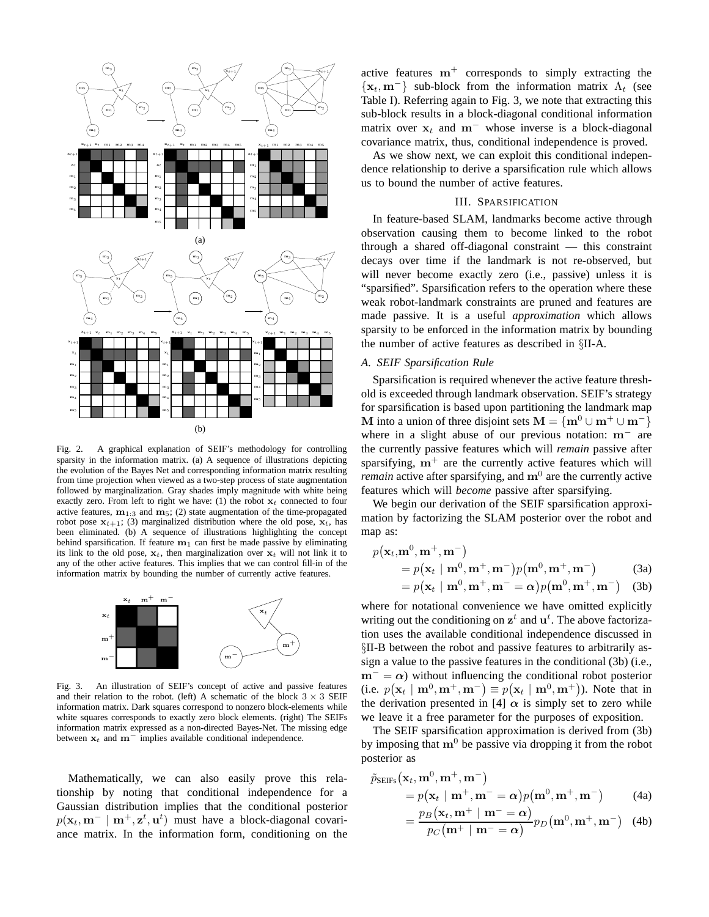Fig. 2. A graphical explanation of SEIF's methodology for controlling sparsity in the information matrix. (a) A sequence of illustrations depicting the evolution of the Bayes Net and corresponding information matrix resulting from time projection when viewed as a two-step process of state augmentation followed by marginalization. Gray shades imply magnitude with white being exactly zero. From left to right we have: (1) the robot $\mathbf{x}_t$ connected to four active features, $\mathbf{m}_{1:3}$ and $\mathbf{m}_5$; (2) state augmentation of the time-propagated robot pose $\mathbf{x}_{t+1}$; (3) marginalized distribution where the old pose, $\mathbf{x}_t$, has been eliminated. (b) A sequence of illustrations highlighting the concept behind sparsification. If feature $\mathbf{m}_1$ can first be made passive by eliminating its link to the old pose, $\mathbf{x}_t$, then marginalization over $\mathbf{x}_t$ will not link it to any of the other active features. This implies that we can control fill-in of the information matrix by bounding the number of currently active features.

Fig. 3. An illustration of SEIF's concept of active and passive features and their relation to the robot. (left) A schematic of the block $3 \times 3$ SEIF information matrix. Dark squares correspond to nonzero block-elements while white squares corresponds to exactly zero block elements. (right) The SEIFs information matrix expressed as a non-directed Bayes-Net. The missing edge between $\mathbf{x}_t$ and $\mathbf{m}^-$ implies available conditional independence.

Mathematically, we can also easily prove this relationship by noting that conditional independence for a Gaussian distribution implies that the conditional posterior $p(\mathbf{x}_t, \mathbf{m}^- \mid \mathbf{m}^+, \mathbf{z}^t, \mathbf{u}^t)$ must have a block-diagonal covariance matrix. In the information form, conditioning on the active features $\mathbf{m}^+$ corresponds to simply extracting the $\{\mathbf{x}_t, \mathbf{m}^-\}$ sub-block from the information matrix $\Lambda_t$ (see Table I). Referring again to Fig. 3, we note that extracting this sub-block results in a block-diagonal conditional information matrix over $\mathbf{x}_t$ and $\mathbf{m}^-$ whose inverse is a block-diagonal covariance matrix, thus, conditional independence is proved.

As we show next, we can exploit this conditional independence relationship to derive a sparsification rule which allows us to bound the number of active features.

## III. Sparsification

In feature-based SLAM, landmarks become active through observation causing them to become linked to the robot through a shared off-diagonal constraint — this constraint decays over time if the landmark is not re-observed, but will never become exactly zero (i.e., passive) unless it is "sparsified". Sparsification refers to the operation where these weak robot-landmark constraints are pruned and features are made passive. It is a useful *approximation* which allows sparsity to be enforced in the information matrix by bounding the number of active features as described in §II-A.

### A. SEIF Sparsification Rule

Sparsification is required whenever the active feature threshold is exceeded through landmark observation. SEIF's strategy for sparsification is based upon partitioning the landmark map $\mathbf{M}$ into a union of three disjoint sets $\mathbf{M} = \{\mathbf{m}^0 \cup \mathbf{m}^+ \cup \mathbf{m}^-\}$ where in a slight abuse of our previous notation: $\mathbf{m}^-$ are the currently passive features which will *remain* passive after sparsifying, $\mathbf{m}^+$ are the currently active features which will *remain* active after sparsifying, and $\mathbf{m}^0$ are the currently active features which will *become* passive after sparsifying.

We begin our derivation of the SEIF sparsification approximation by factorizing the SLAM posterior over the robot and map as:

$$
\begin{aligned}
p(\mathbf{x}_t, &\mathbf{m}^0, \mathbf{m}^+, \mathbf{m}^-) \\
&= p(\mathbf{x}_t \mid \mathbf{m}^0, \mathbf{m}^+, \mathbf{m}^-) p(\mathbf{m}^0, \mathbf{m}^+, \mathbf{m}^-) \quad &(3a)\\
&= p(\mathbf{x}_t \mid \mathbf{m}^0, \mathbf{m}^+, \mathbf{m}^- = \boldsymbol{\alpha}) p(\mathbf{m}^0, \mathbf{m}^+, \mathbf{m}^-) \quad &(3b)
\end{aligned}
$$

where for notational convenience we have omitted explicitly writing out the conditioning on $\mathbf{z}^t$ and $\mathbf{u}^t$. The above factorization uses the available conditional independence discussed in §II-B between the robot and passive features to arbitrarily assign a value to the passive features in the conditional (3b) (i.e., $\mathbf{m}^- = \boldsymbol{\alpha}$) without influencing the conditional robot posterior (i.e. $p(\mathbf{x}_t \mid \mathbf{m}^0, \mathbf{m}^+, \mathbf{m}^-) \equiv p(\mathbf{x}_t \mid \mathbf{m}^0, \mathbf{m}^+)$). Note that in the derivation presented in [4] $\boldsymbol{\alpha}$ is simply set to zero while we leave it a free parameter for the purposes of exposition.

The SEIF sparsification approximation is derived from (3b) by imposing that $\mathbf{m}^0$ be passive via dropping it from the robot posterior as

$$
\begin{aligned}
\tilde{p}_{\text{SEIFs}}&(\mathbf{x}_t, \mathbf{m}^0, \mathbf{m}^+, \mathbf{m}^-) \\
&= p(\mathbf{x}_t \mid \mathbf{m}^+, \mathbf{m}^- = \boldsymbol{\alpha}) p(\mathbf{m}^0, \mathbf{m}^+, \mathbf{m}^-) \quad &(4a)\\
&= \frac{p_B(\mathbf{x}_t, \mathbf{m}^+ \mid \mathbf{m}^- = \boldsymbol{\alpha})}{p_C(\mathbf{m}^+ \mid \mathbf{m}^- = \boldsymbol{\alpha})} p_D(\mathbf{m}^0, \mathbf{m}^+, \mathbf{m}^-) \quad &(4b)
\end{aligned}
$$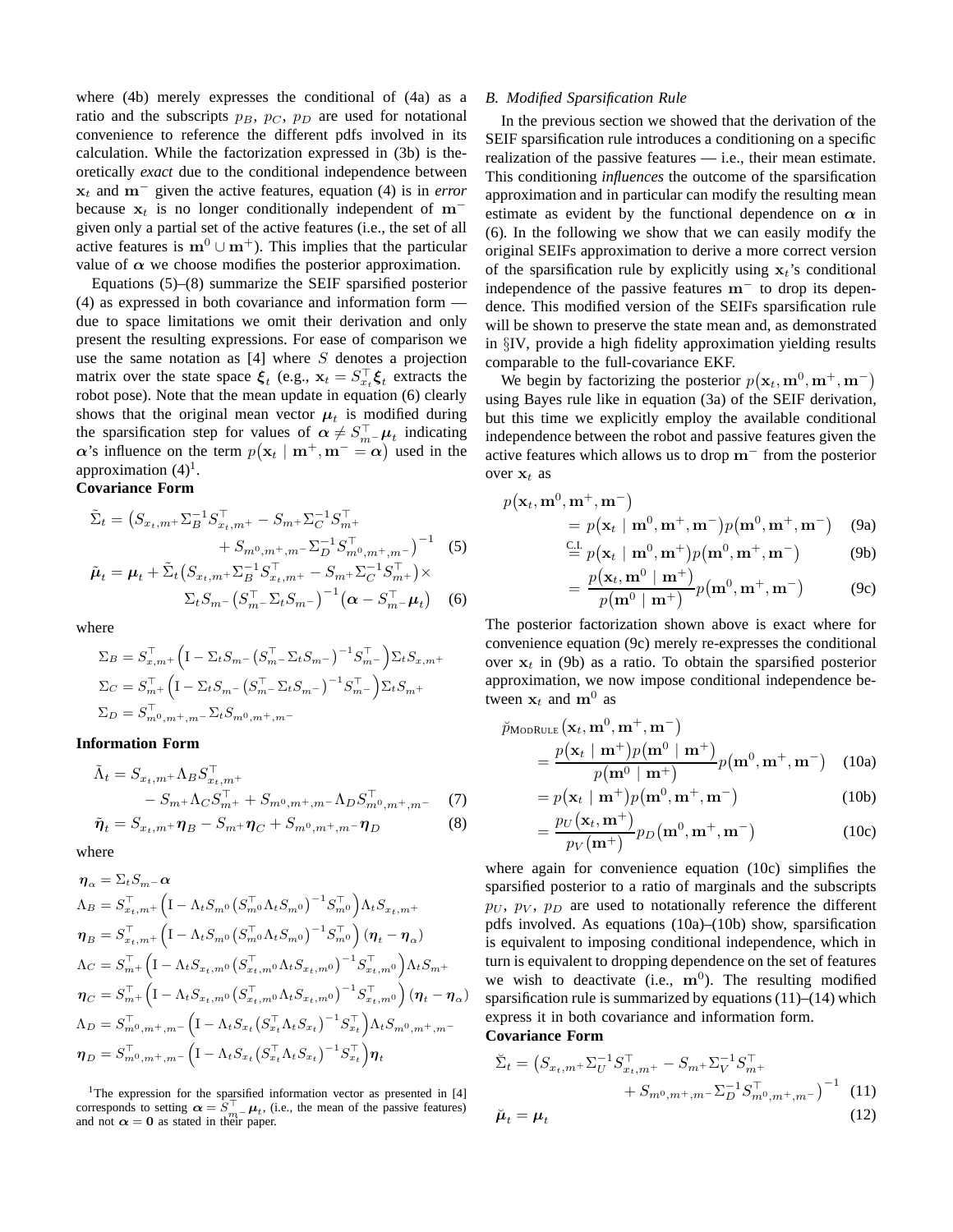where (4b) merely expresses the conditional of (4a) as a ratio and the subscripts $p_B$, $p_C$, $p_D$ are used for notational convenience to reference the different pdfs involved in its calculation. While the factorization expressed in (3b) is theoretically *exact* due to the conditional independence between $\mathbf{x}_t$ and $\mathbf{m}^-$ given the active features, equation (4) is in *error* because $\mathbf{x}_t$ is no longer conditionally independent of $\mathbf{m}^-$ given only a partial set of the active features (i.e., the set of all active features is $\mathbf{m}^0 \cup \mathbf{m}^+$). This implies that the particular value of $\boldsymbol{\alpha}$ we choose modifies the posterior approximation.

Equations (5)–(8) summarize the SEIF sparsified posterior (4) as expressed in both covariance and information form — due to space limitations we omit their derivation and only present the resulting expressions. For ease of comparison we use the same notation as [4] where $S$ denotes a projection matrix over the state space $\boldsymbol{\xi}_t$ (e.g., $\mathbf{x}_t = S_{x_t}^\top \boldsymbol{\xi}_t$ extracts the robot pose). Note that the mean update in equation (6) clearly shows that the original mean vector $\boldsymbol{\mu}_t$ is modified during the sparsification step for values of $\boldsymbol{\alpha} \neq S_{m^-}^\top \boldsymbol{\mu}_t$ indicating $\boldsymbol{\alpha}$'s influence on the term $p(\mathbf{x}_t \mid \mathbf{m}^+, \mathbf{m}^- = \boldsymbol{\alpha})$ used in the approximation (4)[1].

**Covariance Form**

$$\tilde{\Sigma}_t = \big(S_{x_t,m^+}\Sigma_B^{-1}S_{x_t,m^+}^\top - S_{m^+}\Sigma_C^{-1}S_{m^+}^\top + S_{m^0,m^+,m^-}\Sigma_D^{-1}S_{m^0,m^+,m^-}^\top\big)^{-1} \quad (5)$$

$$\tilde{\boldsymbol{\mu}}_t = \boldsymbol{\mu}_t + \tilde{\Sigma}_t\big(S_{x_t,m^+}\Sigma_B^{-1}S_{x_t,m^+}^\top - S_{m^+}\Sigma_C^{-1}S_{m^+}^\top\big)\times \Sigma_t S_{m^-}\big(S_{m^-}^\top\Sigma_t S_{m^-}\big)^{-1}\big(\boldsymbol{\alpha} - S_{m^-}^\top\boldsymbol{\mu}_t\big) \quad (6)$$

where

$$\Sigma_B = S_{x,m^+}^\top\Big(\mathrm{I} - \Sigma_t S_{m^-}\big(S_{m^-}^\top\Sigma_t S_{m^-}\big)^{-1}S_{m^-}^\top\Big)\Sigma_t S_{x,m^+}$$

$$\Sigma_C = S_{m^+}^\top\Big(\mathrm{I} - \Sigma_t S_{m^-}\big(S_{m^-}^\top\Sigma_t S_{m^-}\big)^{-1}S_{m^-}^\top\Big)\Sigma_t S_{m^+}$$

$$\Sigma_D = S_{m^0,m^+,m^-}^\top\Sigma_t S_{m^0,m^+,m^-}$$

**Information Form**

$$\tilde{\Lambda}_t = S_{x_t,m^+}\Lambda_B S_{x_t,m^+}^\top - S_{m^+}\Lambda_C S_{m^+}^\top + S_{m^0,m^+,m^-}\Lambda_D S_{m^0,m^+,m^-}^\top \quad (7)$$

$$\tilde{\boldsymbol{\eta}}_t = S_{x_t,m^+}\boldsymbol{\eta}_B - S_{m^+}\boldsymbol{\eta}_C + S_{m^0,m^+,m^-}\boldsymbol{\eta}_D \quad (8)$$

where

$$\boldsymbol{\eta}_\alpha = \Sigma_t S_{m^-}\boldsymbol{\alpha}$$

$$\Lambda_B = S_{x_t,m^+}^\top\Big(\mathrm{I} - \Lambda_t S_{m^0}\big(S_{m^0}^\top\Lambda_t S_{m^0}\big)^{-1}S_{m^0}^\top\Big)\Lambda_t S_{x_t,m^+}$$

$$\boldsymbol{\eta}_B = S_{x_t,m^+}^\top\Big(\mathrm{I} - \Lambda_t S_{m^0}\big(S_{m^0}^\top\Lambda_t S_{m^0}\big)^{-1}S_{m^0}^\top\Big)(\boldsymbol{\eta}_t - \boldsymbol{\eta}_\alpha)$$

$$\Lambda_C = S_{m^+}^\top\Big(\mathrm{I} - \Lambda_t S_{x_t,m^0}\big(S_{x_t,m^0}^\top\Lambda_t S_{x_t,m^0}\big)^{-1}S_{x_t,m^0}^\top\Big)\Lambda_t S_{m^+}$$

$$\boldsymbol{\eta}_C = S_{m^+}^\top\Big(\mathrm{I} - \Lambda_t S_{x_t,m^0}\big(S_{x_t,m^0}^\top\Lambda_t S_{x_t,m^0}\big)^{-1}S_{x_t,m^0}^\top\Big)(\boldsymbol{\eta}_t - \boldsymbol{\eta}_\alpha)$$

$$\Lambda_D = S_{m^0,m^+,m^-}^\top\Big(\mathrm{I} - \Lambda_t S_{x_t}\big(S_{x_t}^\top\Lambda_t S_{x_t}\big)^{-1}S_{x_t}^\top\Big)\Lambda_t S_{m^0,m^+,m^-}$$

$$\boldsymbol{\eta}_D = S_{m^0,m^+,m^-}^\top\Big(\mathrm{I} - \Lambda_t S_{x_t}\big(S_{x_t}^\top\Lambda_t S_{x_t}\big)^{-1}S_{x_t}^\top\Big)\boldsymbol{\eta}_t$$

[1] The expression for the sparsified information vector as presented in [4] corresponds to setting $\boldsymbol{\alpha} = S_{m^-}^\top\boldsymbol{\mu}_t$, (i.e., the mean of the passive features) and not $\boldsymbol{\alpha} = \mathbf{0}$ as stated in their paper.

### B. Modified Sparsification Rule

In the previous section we showed that the derivation of the SEIF sparsification rule introduces a conditioning on a specific realization of the passive features — i.e., their mean estimate. This conditioning *influences* the outcome of the sparsification approximation and in particular can modify the resulting mean estimate as evident by the functional dependence on $\boldsymbol{\alpha}$ in (6). In the following we show that we can easily modify the original SEIFs approximation to derive a more correct version of the sparsification rule by explicitly using $\mathbf{x}_t$'s conditional independence of the passive features $\mathbf{m}^-$ to drop its dependence. This modified version of the SEIFs sparsification rule will be shown to preserve the state mean and, as demonstrated in §IV, provide a high fidelity approximation yielding results comparable to the full-covariance EKF.

We begin by factorizing the posterior $p(\mathbf{x}_t, \mathbf{m}^0, \mathbf{m}^+, \mathbf{m}^-)$ using Bayes rule like in equation (3a) of the SEIF derivation, but this time we explicitly employ the available conditional independence between the robot and passive features given the active features which allows us to drop $\mathbf{m}^-$ from the posterior over $\mathbf{x}_t$ as

$$\begin{aligned}
p(\mathbf{x}_t, \mathbf{m}^0, \mathbf{m}^+, \mathbf{m}^-) &= p(\mathbf{x}_t \mid \mathbf{m}^0, \mathbf{m}^+, \mathbf{m}^-)p(\mathbf{m}^0, \mathbf{m}^+, \mathbf{m}^-) &(9a)\\
&\overset{\text{C.I.}}{=} p(\mathbf{x}_t \mid \mathbf{m}^0, \mathbf{m}^+)p(\mathbf{m}^0, \mathbf{m}^+, \mathbf{m}^-) &(9b)\\
&= \frac{p(\mathbf{x}_t, \mathbf{m}^0 \mid \mathbf{m}^+)}{p(\mathbf{m}^0 \mid \mathbf{m}^+)}p(\mathbf{m}^0, \mathbf{m}^+, \mathbf{m}^-) &(9c)
\end{aligned}$$

The posterior factorization shown above is exact where for convenience equation (9c) merely re-expresses the conditional over $\mathbf{x}_t$ in (9b) as a ratio. To obtain the sparsified posterior approximation, we now impose conditional independence between $\mathbf{x}_t$ and $\mathbf{m}^0$ as

$$\begin{aligned}
\breve{p}_{\text{ModRule}}(\mathbf{x}_t, \mathbf{m}^0, \mathbf{m}^+, \mathbf{m}^-) &= \frac{p(\mathbf{x}_t \mid \mathbf{m}^+)p(\mathbf{m}^0 \mid \mathbf{m}^+)}{p(\mathbf{m}^0 \mid \mathbf{m}^+)}p(\mathbf{m}^0, \mathbf{m}^+, \mathbf{m}^-) &(10a)\\
&= p(\mathbf{x}_t \mid \mathbf{m}^+)p(\mathbf{m}^0, \mathbf{m}^+, \mathbf{m}^-) &(10b)\\
&= \frac{p_U(\mathbf{x}_t, \mathbf{m}^+)}{p_V(\mathbf{m}^+)}p_D(\mathbf{m}^0, \mathbf{m}^+, \mathbf{m}^-) &(10c)
\end{aligned}$$

where again for convenience equation (10c) simplifies the sparsified posterior to a ratio of marginals and the subscripts $p_U$, $p_V$, $p_D$ are used to notationally reference the different pdfs involved. As equations (10a)–(10b) show, sparsification is equivalent to imposing conditional independence, which in turn is equivalent to dropping dependence on the set of features we wish to deactivate (i.e., $\mathbf{m}^0$). The resulting modified sparsification rule is summarized by equations (11)–(14) which express it in both covariance and information form.

**Covariance Form**

$$\breve{\Sigma}_t = \big(S_{x_t,m^+}\Sigma_U^{-1}S_{x_t,m^+}^\top - S_{m^+}\Sigma_V^{-1}S_{m^+}^\top + S_{m^0,m^+,m^-}\Sigma_D^{-1}S_{m^0,m^+,m^-}^\top\big)^{-1} \quad (11)$$

$$\breve{\boldsymbol{\mu}}_t = \boldsymbol{\mu}_t \quad (12)$$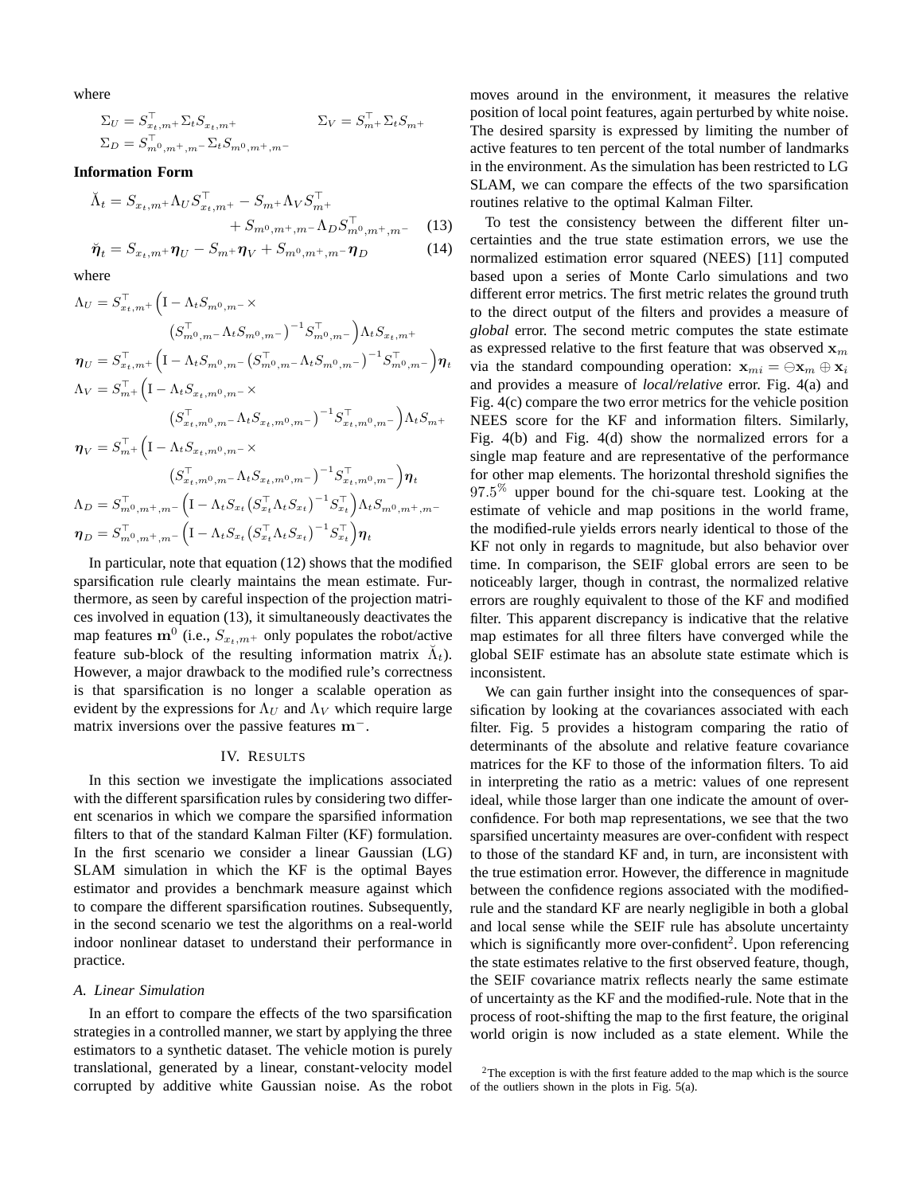where

$$\Sigma_U = S_{x_t,m^+}^\top \Sigma_t S_{x_t,m^+} \qquad \Sigma_V = S_{m^+}^\top \Sigma_t S_{m^+}$$
$$\Sigma_D = S_{m^0,m^+,m^-}^\top \Sigma_t S_{m^0,m^+,m^-}$$

**Information Form**

$$\breve{\Lambda}_t = S_{x_t,m^+} \Lambda_U S_{x_t,m^+}^\top - S_{m^+} \Lambda_V S_{m^+}^\top + S_{m^0,m^+,m^-} \Lambda_D S_{m^0,m^+,m^-}^\top \quad (13)$$

$$\breve{\boldsymbol{\eta}}_t = S_{x_t,m^+} \boldsymbol{\eta}_U - S_{m^+} \boldsymbol{\eta}_V + S_{m^0,m^+,m^-} \boldsymbol{\eta}_D \quad (14)$$

where

$$\Lambda_U = S_{x_t,m^+}^\top \Big( \mathrm{I} - \Lambda_t S_{m^0,m^-} \times \big( S_{m^0,m^-}^\top \Lambda_t S_{m^0,m^-} \big)^{-1} S_{m^0,m^-}^\top \Big) \Lambda_t S_{x_t,m^+}$$

$$\boldsymbol{\eta}_U = S_{x_t,m^+}^\top \Big( \mathrm{I} - \Lambda_t S_{m^0,m^-} \big( S_{m^0,m^-}^\top \Lambda_t S_{m^0,m^-} \big)^{-1} S_{m^0,m^-}^\top \Big) \boldsymbol{\eta}_t$$

$$\Lambda_V = S_{m^+}^\top \Big( \mathrm{I} - \Lambda_t S_{x_t,m^0,m^-} \times \big( S_{x_t,m^0,m^-}^\top \Lambda_t S_{x_t,m^0,m^-} \big)^{-1} S_{x_t,m^0,m^-}^\top \Big) \Lambda_t S_{m^+}$$

$$\boldsymbol{\eta}_V = S_{m^+}^\top \Big( \mathrm{I} - \Lambda_t S_{x_t,m^0,m^-} \times \big( S_{x_t,m^0,m^-}^\top \Lambda_t S_{x_t,m^0,m^-} \big)^{-1} S_{x_t,m^0,m^-}^\top \Big) \boldsymbol{\eta}_t$$

$$\Lambda_D = S_{m^0,m^+,m^-}^\top \Big( \mathrm{I} - \Lambda_t S_{x_t} \big( S_{x_t}^\top \Lambda_t S_{x_t} \big)^{-1} S_{x_t}^\top \Big) \Lambda_t S_{m^0,m^+,m^-}$$

$$\boldsymbol{\eta}_D = S_{m^0,m^+,m^-}^\top \Big( \mathrm{I} - \Lambda_t S_{x_t} \big( S_{x_t}^\top \Lambda_t S_{x_t} \big)^{-1} S_{x_t}^\top \Big) \boldsymbol{\eta}_t$$

In particular, note that equation (12) shows that the modified sparsification rule clearly maintains the mean estimate. Furthermore, as seen by careful inspection of the projection matrices involved in equation (13), it simultaneously deactivates the map features $\mathbf{m}^0$ (i.e., $S_{x_t,m^+}$ only populates the robot/active feature sub-block of the resulting information matrix $\breve{\Lambda}_t$). However, a major drawback to the modified rule's correctness is that sparsification is no longer a scalable operation as evident by the expressions for $\Lambda_U$ and $\Lambda_V$ which require large matrix inversions over the passive features $\mathbf{m}^-$.

## IV. Results

In this section we investigate the implications associated with the different sparsification rules by considering two different scenarios in which we compare the sparsified information filters to that of the standard Kalman Filter (KF) formulation. In the first scenario we consider a linear Gaussian (LG) SLAM simulation in which the KF is the optimal Bayes estimator and provides a benchmark measure against which to compare the different sparsification routines. Subsequently, in the second scenario we test the algorithms on a real-world indoor nonlinear dataset to understand their performance in practice.

### A. Linear Simulation

In an effort to compare the effects of the two sparsification strategies in a controlled manner, we start by applying the three estimators to a synthetic dataset. The vehicle motion is purely translational, generated by a linear, constant-velocity model corrupted by additive white Gaussian noise. As the robot moves around in the environment, it measures the relative position of local point features, again perturbed by white noise. The desired sparsity is expressed by limiting the number of active features to ten percent of the total number of landmarks in the environment. As the simulation has been restricted to LG SLAM, we can compare the effects of the two sparsification routines relative to the optimal Kalman Filter.

To test the consistency between the different filter uncertainties and the true state estimation errors, we use the normalized estimation error squared (NEES) [11] computed based upon a series of Monte Carlo simulations and two different error metrics. The first metric relates the ground truth to the direct output of the filters and provides a measure of *global* error. The second metric computes the state estimate as expressed relative to the first feature that was observed $\mathbf{x}_m$ via the standard compounding operation: $\mathbf{x}_{mi} = \ominus \mathbf{x}_m \oplus \mathbf{x}_i$ and provides a measure of *local/relative* error. Fig. 4(a) and Fig. 4(c) compare the two error metrics for the vehicle position NEES score for the KF and information filters. Similarly, Fig. 4(b) and Fig. 4(d) show the normalized errors for a single map feature and are representative of the performance for other map elements. The horizontal threshold signifies the $97.5\%$ upper bound for the chi-square test. Looking at the estimate of vehicle and map positions in the world frame, the modified-rule yields errors nearly identical to those of the KF not only in regards to magnitude, but also behavior over time. In comparison, the SEIF global errors are seen to be noticeably larger, though in contrast, the normalized relative errors are roughly equivalent to those of the KF and modified filter. This apparent discrepancy is indicative that the relative map estimates for all three filters have converged while the global SEIF estimate has an absolute state estimate which is inconsistent.

We can gain further insight into the consequences of sparsification by looking at the covariances associated with each filter. Fig. 5 provides a histogram comparing the ratio of determinants of the absolute and relative feature covariance matrices for the KF to those of the information filters. To aid in interpreting the ratio as a metric: values of one represent ideal, while those larger than one indicate the amount of over-confidence. For both map representations, we see that the two sparsified uncertainty measures are over-confident with respect to those of the standard KF and, in turn, are inconsistent with the true estimation error. However, the difference in magnitude between the confidence regions associated with the modified-rule and the standard KF are nearly negligible in both a global and local sense while the SEIF rule has absolute uncertainty which is significantly more over-confident[2]. Upon referencing the state estimates relative to the first observed feature, though, the SEIF covariance matrix reflects nearly the same estimate of uncertainty as the KF and the modified-rule. Note that in the process of root-shifting the map to the first feature, the original world origin is now included as a state element. While the

[2] The exception is with the first feature added to the map which is the source of the outliers shown in the plots in Fig. 5(a).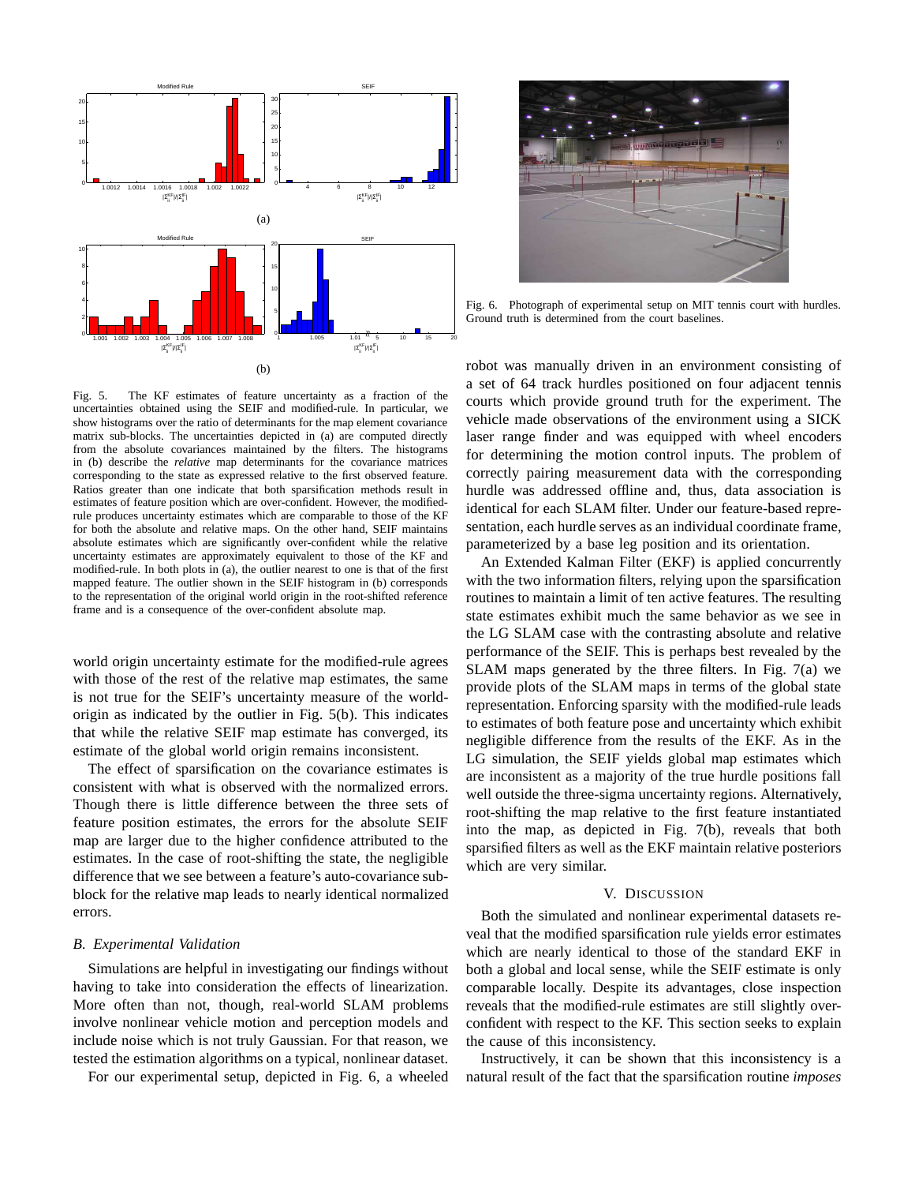Fig. 5. The KF estimates of feature uncertainty as a fraction of the uncertainties obtained using the SEIF and modified-rule. In particular, we show histograms over the ratio of determinants for the map element covariance matrix sub-blocks. The uncertainties depicted in (a) are computed directly from the absolute covariances maintained by the filters. The histograms in (b) describe the *relative* map determinants for the covariance matrices corresponding to the state as expressed relative to the first observed feature. Ratios greater than one indicate that both sparsification methods result in estimates of feature position which are over-confident. However, the modified-rule produces uncertainty estimates which are comparable to those of the KF for both the absolute and relative maps. On the other hand, SEIF maintains absolute estimates which are significantly over-confident while the relative uncertainty estimates are approximately equivalent to those of the KF and modified-rule. In both plots in (a), the outlier nearest to one is that of the first mapped feature. The outlier shown in the SEIF histogram in (b) corresponds to the representation of the original world origin in the root-shifted reference frame and is a consequence of the over-confident absolute map.

world origin uncertainty estimate for the modified-rule agrees with those of the rest of the relative map estimates, the same is not true for the SEIF's uncertainty measure of the world-origin as indicated by the outlier in Fig. 5(b). This indicates that while the relative SEIF map estimate has converged, its estimate of the global world origin remains inconsistent.

The effect of sparsification on the covariance estimates is consistent with what is observed with the normalized errors. Though there is little difference between the three sets of feature position estimates, the errors for the absolute SEIF map are larger due to the higher confidence attributed to the estimates. In the case of root-shifting the state, the negligible difference that we see between a feature's auto-covariance sub-block for the relative map leads to nearly identical normalized errors.

### B. Experimental Validation

Simulations are helpful in investigating our findings without having to take into consideration the effects of linearization. More often than not, though, real-world SLAM problems involve nonlinear vehicle motion and perception models and include noise which is not truly Gaussian. For that reason, we tested the estimation algorithms on a typical, nonlinear dataset.

For our experimental setup, depicted in Fig. 6, a wheeled robot was manually driven in an environment consisting of a set of 64 track hurdles positioned on four adjacent tennis courts which provide ground truth for the experiment. The vehicle made observations of the environment using a SICK laser range finder and was equipped with wheel encoders for determining the motion control inputs. The problem of correctly pairing measurement data with the corresponding hurdle was addressed offline and, thus, data association is identical for each SLAM filter. Under our feature-based representation, each hurdle serves as an individual coordinate frame, parameterized by a base leg position and its orientation.

Fig. 6. Photograph of experimental setup on MIT tennis court with hurdles. Ground truth is determined from the court baselines.

An Extended Kalman Filter (EKF) is applied concurrently with the two information filters, relying upon the sparsification routines to maintain a limit of ten active features. The resulting state estimates exhibit much the same behavior as we see in the LG SLAM case with the contrasting absolute and relative performance of the SEIF. This is perhaps best revealed by the SLAM maps generated by the three filters. In Fig. 7(a) we provide plots of the SLAM maps in terms of the global state representation. Enforcing sparsity with the modified-rule leads to estimates of both feature pose and uncertainty which exhibit negligible difference from the results of the EKF. As in the LG simulation, the SEIF yields global map estimates which are inconsistent as a majority of the true hurdle positions fall well outside the three-sigma uncertainty regions. Alternatively, root-shifting the map relative to the first feature instantiated into the map, as depicted in Fig. 7(b), reveals that both sparsified filters as well as the EKF maintain relative posteriors which are very similar.

## V. Discussion

Both the simulated and nonlinear experimental datasets reveal that the modified sparsification rule yields error estimates which are nearly identical to those of the standard EKF in both a global and local sense, while the SEIF estimate is only comparable locally. Despite its advantages, close inspection reveals that the modified-rule estimates are still slightly over-confident with respect to the KF. This section seeks to explain the cause of this inconsistency.

Instructively, it can be shown that this inconsistency is a natural result of the fact that the sparsification routine *imposes*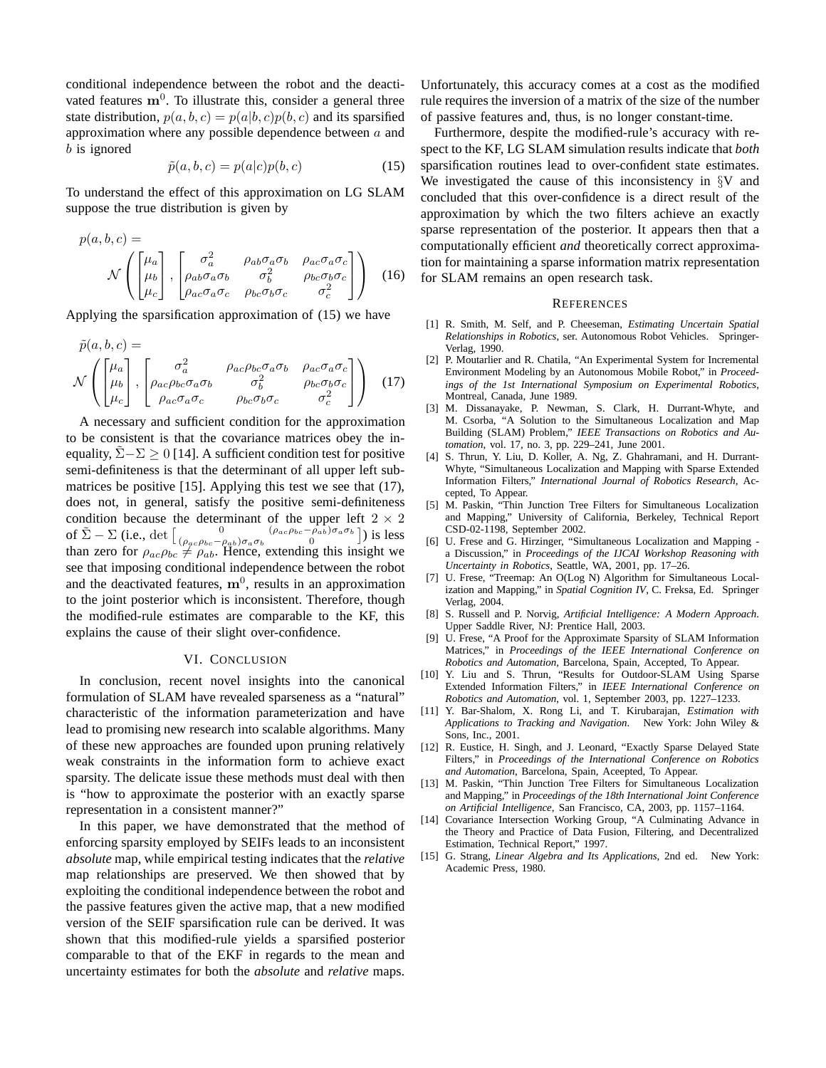conditional independence between the robot and the deactivated features $\mathbf{m}^0$. To illustrate this, consider a general three state distribution, $p(a, b, c) = p(a|b, c)p(b, c)$ and its sparsified approximation where any possible dependence between $a$ and $b$ is ignored

$$\tilde{p}(a, b, c) = p(a|c)p(b, c) \tag{15}$$

To understand the effect of this approximation on LG SLAM suppose the true distribution is given by

$$p(a, b, c) = \mathcal{N}\left( \begin{bmatrix} \mu_a \\ \mu_b \\ \mu_c \end{bmatrix}, \begin{bmatrix} \sigma_a^2 & \rho_{ab}\sigma_a\sigma_b & \rho_{ac}\sigma_a\sigma_c \\ \rho_{ab}\sigma_a\sigma_b & \sigma_b^2 & \rho_{bc}\sigma_b\sigma_c \\ \rho_{ac}\sigma_a\sigma_c & \rho_{bc}\sigma_b\sigma_c & \sigma_c^2 \end{bmatrix} \right) \tag{16}$$

Applying the sparsification approximation of (15) we have

$$\tilde{p}(a, b, c) = \mathcal{N}\left( \begin{bmatrix} \mu_a \\ \mu_b \\ \mu_c \end{bmatrix}, \begin{bmatrix} \sigma_a^2 & \rho_{ac}\rho_{bc}\sigma_a\sigma_b & \rho_{ac}\sigma_a\sigma_c \\ \rho_{ac}\rho_{bc}\sigma_a\sigma_b & \sigma_b^2 & \rho_{bc}\sigma_b\sigma_c \\ \rho_{ac}\sigma_a\sigma_c & \rho_{bc}\sigma_b\sigma_c & \sigma_c^2 \end{bmatrix} \right) \tag{17}$$

A necessary and sufficient condition for the approximation to be consistent is that the covariance matrices obey the inequality, $\tilde{\Sigma} - \Sigma \geq 0$ [14]. A sufficient condition test for positive semi-definiteness is that the determinant of all upper left submatrices be positive [15]. Applying this test we see that (17), does not, in general, satisfy the positive semi-definiteness condition because the determinant of the upper left $2 \times 2$ of $\tilde{\Sigma} - \Sigma$ (i.e., $\det \begin{bmatrix} 0 & (\rho_{ac}\rho_{bc} - \rho_{ab})\sigma_a\sigma_b \\ (\rho_{ac}\rho_{bc} - \rho_{ab})\sigma_a\sigma_b & 0 \end{bmatrix}$) is less than zero for $\rho_{ac}\rho_{bc} \neq \rho_{ab}$. Hence, extending this insight we see that imposing conditional independence between the robot and the deactivated features, $\mathbf{m}^0$, results in an approximation to the joint posterior which is inconsistent. Therefore, though the modified-rule estimates are comparable to the KF, this explains the cause of their slight over-confidence.

## VI. Conclusion

In conclusion, recent novel insights into the canonical formulation of SLAM have revealed sparseness as a "natural" characteristic of the information parameterization and have lead to promising new research into scalable algorithms. Many of these new approaches are founded upon pruning relatively weak constraints in the information form to achieve exact sparsity. The delicate issue these methods must deal with then is "how to approximate the posterior with an exactly sparse representation in a consistent manner?"

In this paper, we have demonstrated that the method of enforcing sparsity employed by SEIFs leads to an inconsistent *absolute* map, while empirical testing indicates that the *relative* map relationships are preserved. We then showed that by exploiting the conditional independence between the robot and the passive features given the active map, that a new modified version of the SEIF sparsification rule can be derived. It was shown that this modified-rule yields a sparsified posterior comparable to that of the EKF in regards to the mean and uncertainty estimates for both the *absolute* and *relative* maps. Unfortunately, this accuracy comes at a cost as the modified rule requires the inversion of a matrix of the size of the number of passive features and, thus, is no longer constant-time.

Furthermore, despite the modified-rule's accuracy with respect to the KF, LG SLAM simulation results indicate that *both* sparsification routines lead to over-confident state estimates. We investigated the cause of this inconsistency in §V and concluded that this over-confidence is a direct result of the approximation by which the two filters achieve an exactly sparse representation of the posterior. It appears then that a computationally efficient *and* theoretically correct approximation for maintaining a sparse information matrix representation for SLAM remains an open research task.

## References

[1] R. Smith, M. Self, and P. Cheeseman, *Estimating Uncertain Spatial Relationships in Robotics*, ser. Autonomous Robot Vehicles. Springer-Verlag, 1990.

[2] P. Moutarlier and R. Chatila, "An Experimental System for Incremental Environment Modeling by an Autonomous Mobile Robot," in *Proceedings of the 1st International Symposium on Experimental Robotics*, Montreal, Canada, June 1989.

[3] M. Dissanayake, P. Newman, S. Clark, H. Durrant-Whyte, and M. Csorba, "A Solution to the Simultaneous Localization and Map Building (SLAM) Problem," *IEEE Transactions on Robotics and Automation*, vol. 17, no. 3, pp. 229–241, June 2001.

[4] S. Thrun, Y. Liu, D. Koller, A. Ng, Z. Ghahramani, and H. Durrant-Whyte, "Simultaneous Localization and Mapping with Sparse Extended Information Filters," *International Journal of Robotics Research*, Accepted, To Appear.

[5] M. Paskin, "Thin Junction Tree Filters for Simultaneous Localization and Mapping," University of California, Berkeley, Technical Report CSD-02-1198, September 2002.

[6] U. Frese and G. Hirzinger, "Simultaneous Localization and Mapping - a Discussion," in *Proceedings of the IJCAI Workshop Reasoning with Uncertainty in Robotics*, Seattle, WA, 2001, pp. 17–26.

[7] U. Frese, "Treemap: An O(Log N) Algorithm for Simultaneous Localization and Mapping," in *Spatial Cognition IV*, C. Freksa, Ed. Springer Verlag, 2004.

[8] S. Russell and P. Norvig, *Artificial Intelligence: A Modern Approach*. Upper Saddle River, NJ: Prentice Hall, 2003.

[9] U. Frese, "A Proof for the Approximate Sparsity of SLAM Information Matrices," in *Proceedings of the IEEE International Conference on Robotics and Automation*, Barcelona, Spain, Accepted, To Appear.

[10] Y. Liu and S. Thrun, "Results for Outdoor-SLAM Using Sparse Extended Information Filters," in *IEEE International Conference on Robotics and Automation*, vol. 1, September 2003, pp. 1227–1233.

[11] Y. Bar-Shalom, X. Rong Li, and T. Kirubarajan, *Estimation with Applications to Tracking and Navigation*. New York: John Wiley & Sons, Inc., 2001.

[12] R. Eustice, H. Singh, and J. Leonard, "Exactly Sparse Delayed State Filters," in *Proceedings of the International Conference on Robotics and Automation*, Barcelona, Spain, Aceepted, To Appear.

[13] M. Paskin, "Thin Junction Tree Filters for Simultaneous Localization and Mapping," in *Proceedings of the 18th International Joint Conference on Artificial Intelligence*, San Francisco, CA, 2003, pp. 1157–1164.

[14] Covariance Intersection Working Group, "A Culminating Advance in the Theory and Practice of Data Fusion, Filtering, and Decentralized Estimation, Technical Report," 1997.

[15] G. Strang, *Linear Algebra and Its Applications*, 2nd ed. New York: Academic Press, 1980.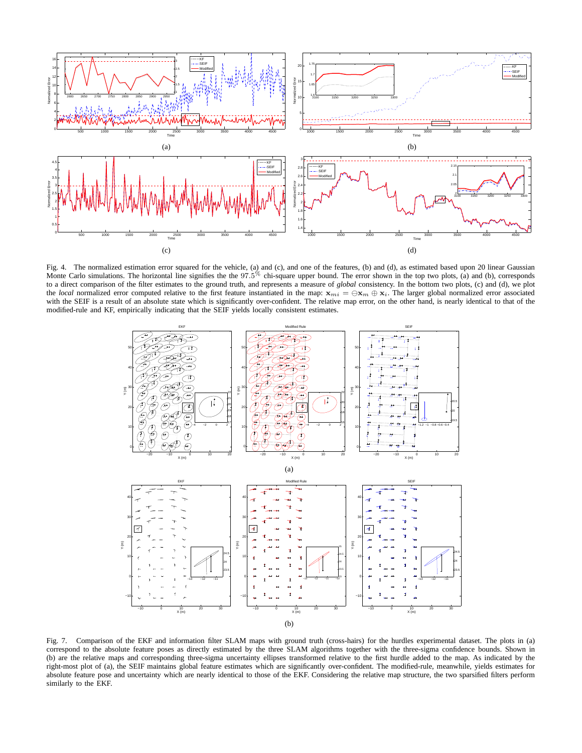(a)

(b)

(c)

(d)

Fig. 4. The normalized estimation error squared for the vehicle, (a) and (c), and one of the features, (b) and (d), as estimated based upon 20 linear Gaussian Monte Carlo simulations. The horizontal line signifies the the $97.5\%$ chi-square upper bound. The error shown in the top two plots, (a) and (b), corresponds to a direct comparison of the filter estimates to the ground truth, and represents a measure of *global* consistency. In the bottom two plots, (c) and (d), we plot the *local* normalized error computed relative to the first feature instantiated in the map: $\mathbf{x}_{mi} = \ominus\mathbf{x}_m \oplus \mathbf{x}_i$. The larger global normalized error associated with the SEIF is a result of an absolute state which is significantly over-confident. The relative map error, on the other hand, is nearly identical to that of the modified-rule and KF, empirically indicating that the SEIF yields locally consistent estimates.

(a)

(b)

Fig. 7. Comparison of the EKF and information filter SLAM maps with ground truth (cross-hairs) for the hurdles experimental dataset. The plots in (a) correspond to the absolute feature poses as directly estimated by the three SLAM algorithms together with the three-sigma confidence bounds. Shown in (b) are the relative maps and corresponding three-sigma uncertainty ellipses transformed relative to the first hurdle added to the map. As indicated by the right-most plot of (a), the SEIF maintains global feature estimates which are significantly over-confident. The modified-rule, meanwhile, yields estimates for absolute feature pose and uncertainty which are nearly identical to those of the EKF. Considering the relative map structure, the two sparsified filters perform similarly to the EKF.